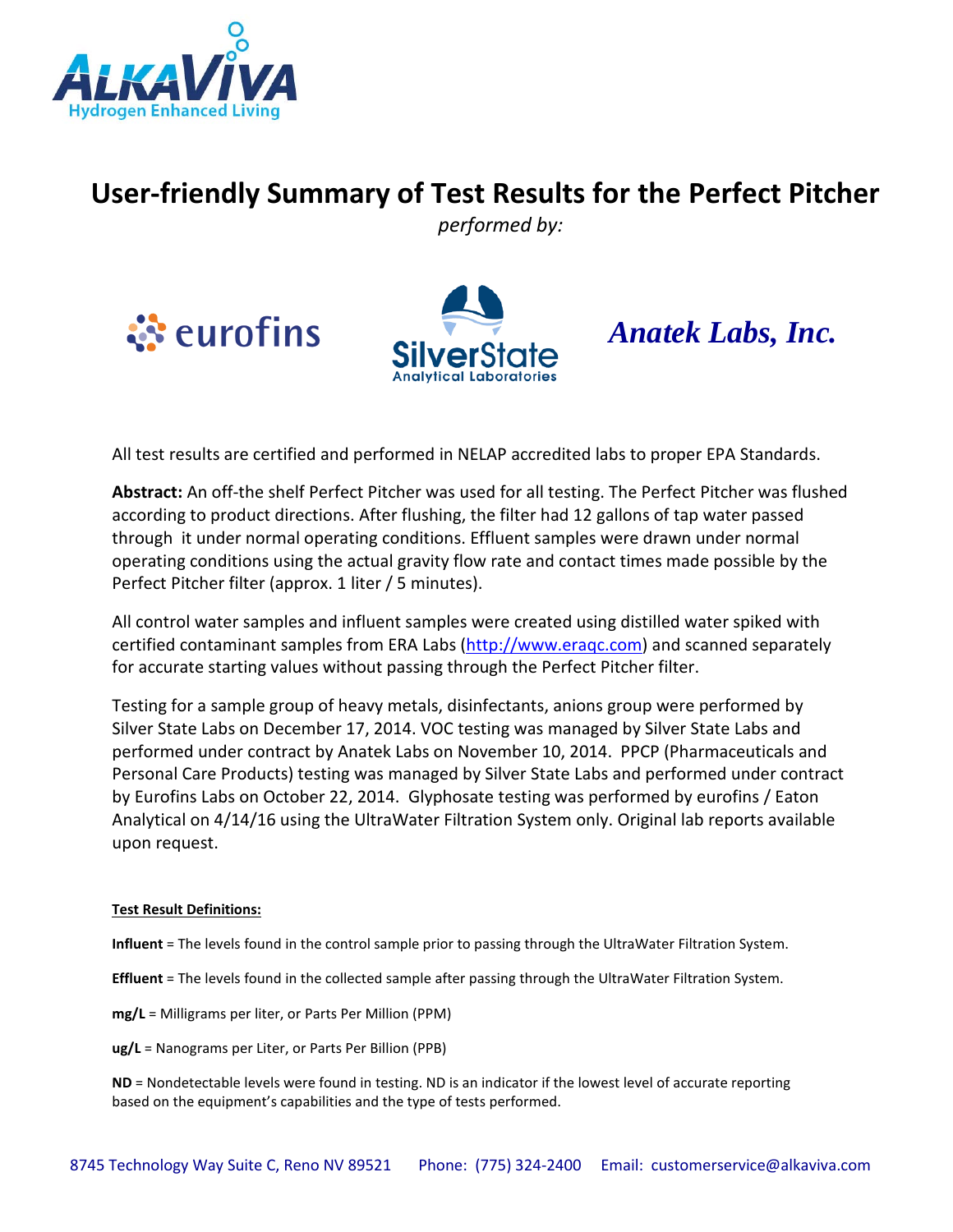ALKAVIVA
Hydrogen Enhanced Living

# User-friendly Summary of Test Results for the Perfect Pitcher

*performed by:*

eurofins | SilverState Analytical Laboratories | *Anatek Labs, Inc.*

All test results are certified and performed in NELAP accredited labs to proper EPA Standards.

**Abstract:** An off-the shelf Perfect Pitcher was used for all testing. The Perfect Pitcher was flushed according to product directions. After flushing, the filter had 12 gallons of tap water passed through it under normal operating conditions. Effluent samples were drawn under normal operating conditions using the actual gravity flow rate and contact times made possible by the Perfect Pitcher filter (approx. 1 liter / 5 minutes).

All control water samples and influent samples were created using distilled water spiked with certified contaminant samples from ERA Labs (http://www.eraqc.com) and scanned separately for accurate starting values without passing through the Perfect Pitcher filter.

Testing for a sample group of heavy metals, disinfectants, anions group were performed by Silver State Labs on December 17, 2014. VOC testing was managed by Silver State Labs and performed under contract by Anatek Labs on November 10, 2014. PPCP (Pharmaceuticals and Personal Care Products) testing was managed by Silver State Labs and performed under contract by Eurofins Labs on October 22, 2014. Glyphosate testing was performed by eurofins / Eaton Analytical on 4/14/16 using the UltraWater Filtration System only. Original lab reports available upon request.

**Test Result Definitions:**

**Influent** = The levels found in the control sample prior to passing through the UltraWater Filtration System.

**Effluent** = The levels found in the collected sample after passing through the UltraWater Filtration System.

**mg/L** = Milligrams per liter, or Parts Per Million (PPM)

**ug/L** = Nanograms per Liter, or Parts Per Billion (PPB)

**ND** = Nondetectable levels were found in testing. ND is an indicator if the lowest level of accurate reporting based on the equipment's capabilities and the type of tests performed.

8745 Technology Way Suite C, Reno NV 89521 Phone: (775) 324-2400 Email: customerservice@alkaviva.com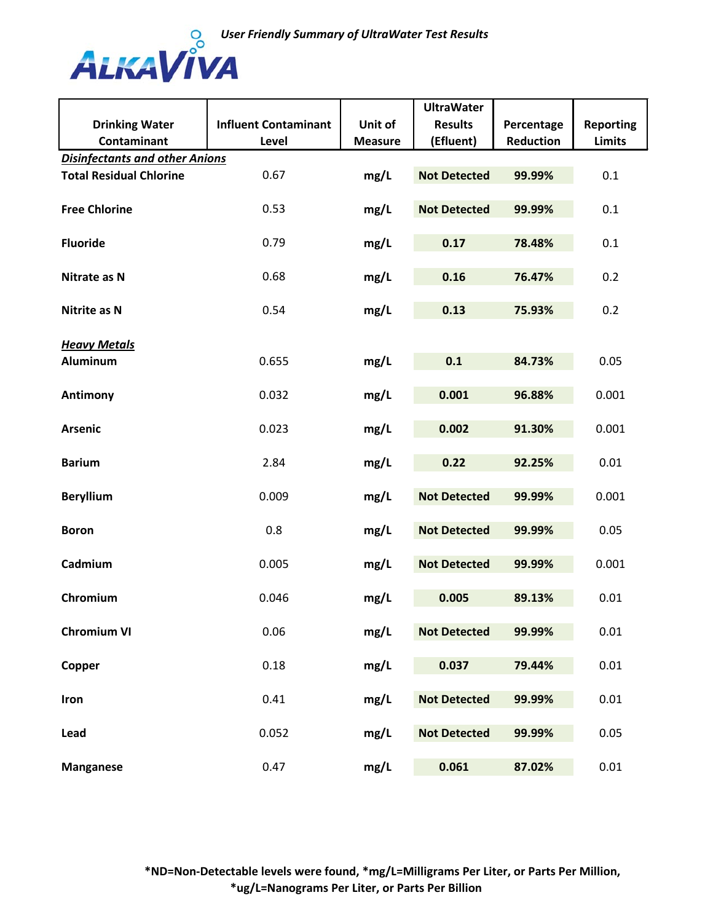*User Friendly Summary of UltraWater Test Results*

ALKAVIVA

| Drinking Water Contaminant | Influent Contaminant Level | Unit of Measure | UltraWater Results (Effluent) | Percentage Reduction | Reporting Limits |
|---|---|---|---|---|---|
| ***Disinfectants and other Anions*** | | | | | |
| **Total Residual Chlorine** | 0.67 | **mg/L** | **Not Detected** | **99.99%** | 0.1 |
| **Free Chlorine** | 0.53 | **mg/L** | **Not Detected** | **99.99%** | 0.1 |
| **Fluoride** | 0.79 | **mg/L** | **0.17** | **78.48%** | 0.1 |
| **Nitrate as N** | 0.68 | **mg/L** | **0.16** | **76.47%** | 0.2 |
| **Nitrite as N** | 0.54 | **mg/L** | **0.13** | **75.93%** | 0.2 |
| ***Heavy Metals*** | | | | | |
| **Aluminum** | 0.655 | **mg/L** | **0.1** | **84.73%** | 0.05 |
| **Antimony** | 0.032 | **mg/L** | **0.001** | **96.88%** | 0.001 |
| **Arsenic** | 0.023 | **mg/L** | **0.002** | **91.30%** | 0.001 |
| **Barium** | 2.84 | **mg/L** | **0.22** | **92.25%** | 0.01 |
| **Beryllium** | 0.009 | **mg/L** | **Not Detected** | **99.99%** | 0.001 |
| **Boron** | 0.8 | **mg/L** | **Not Detected** | **99.99%** | 0.05 |
| **Cadmium** | 0.005 | **mg/L** | **Not Detected** | **99.99%** | 0.001 |
| **Chromium** | 0.046 | **mg/L** | **0.005** | **89.13%** | 0.01 |
| **Chromium VI** | 0.06 | **mg/L** | **Not Detected** | **99.99%** | 0.01 |
| **Copper** | 0.18 | **mg/L** | **0.037** | **79.44%** | 0.01 |
| **Iron** | 0.41 | **mg/L** | **Not Detected** | **99.99%** | 0.01 |
| **Lead** | 0.052 | **mg/L** | **Not Detected** | **99.99%** | 0.05 |
| **Manganese** | 0.47 | **mg/L** | **0.061** | **87.02%** | 0.01 |

**\*ND=Non-Detectable levels were found, \*mg/L=Milligrams Per Liter, or Parts Per Million, \*ug/L=Nanograms Per Liter, or Parts Per Billion**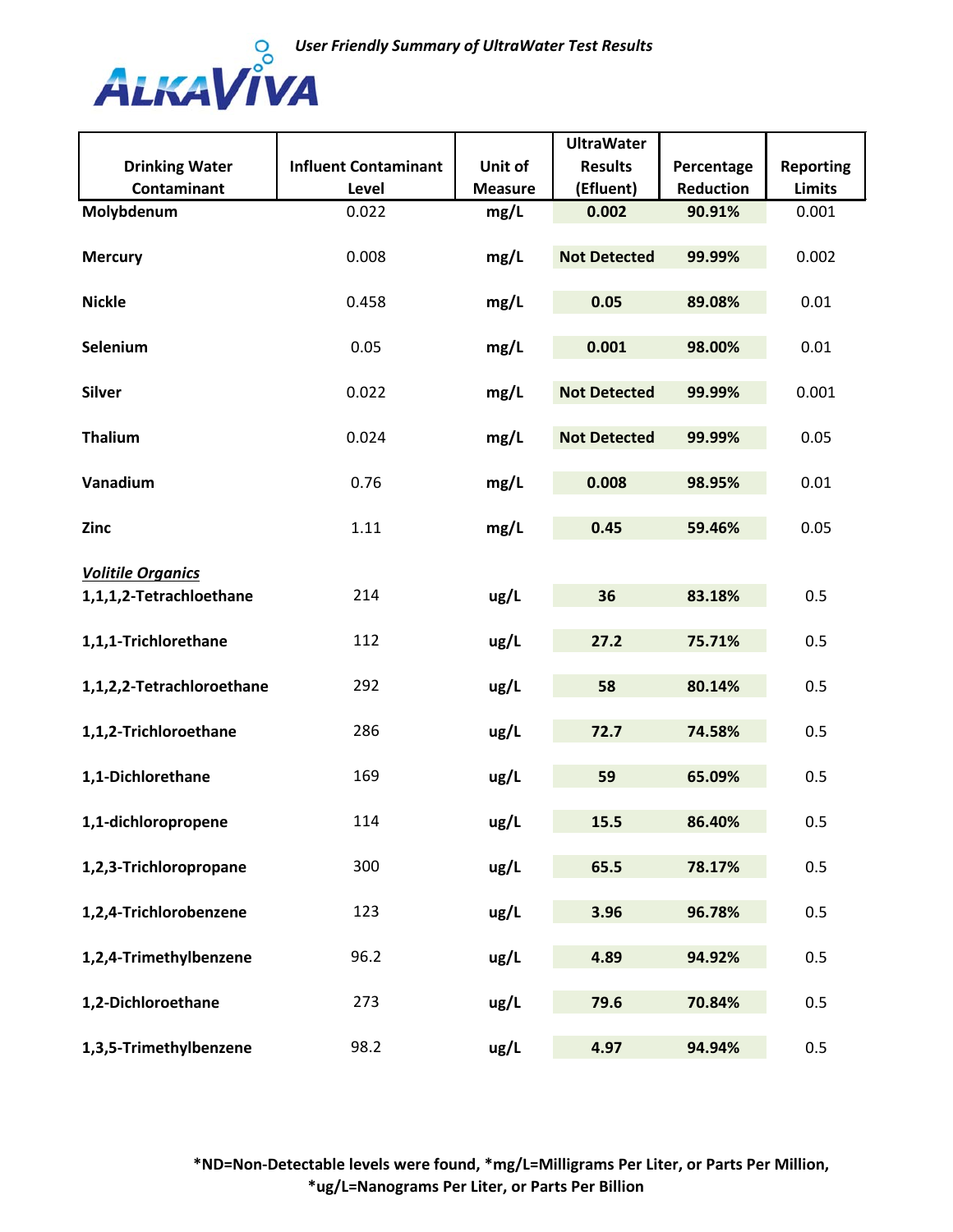*User Friendly Summary of UltraWater Test Results*

ALKAVIVA

| Drinking Water Contaminant | Influent Contaminant Level | Unit of Measure | UltraWater Results (Efluent) | Percentage Reduction | Reporting Limits |
|---|---|---|---|---|---|
| **Molybdenum** | 0.022 | **mg/L** | **0.002** | **90.91%** | 0.001 |
| **Mercury** | 0.008 | **mg/L** | **Not Detected** | **99.99%** | 0.002 |
| **Nickle** | 0.458 | **mg/L** | **0.05** | **89.08%** | 0.01 |
| **Selenium** | 0.05 | **mg/L** | **0.001** | **98.00%** | 0.01 |
| **Silver** | 0.022 | **mg/L** | **Not Detected** | **99.99%** | 0.001 |
| **Thalium** | 0.024 | **mg/L** | **Not Detected** | **99.99%** | 0.05 |
| **Vanadium** | 0.76 | **mg/L** | **0.008** | **98.95%** | 0.01 |
| **Zinc** | 1.11 | **mg/L** | **0.45** | **59.46%** | 0.05 |
| ***Volitile Organics*** | | | | | |
| **1,1,1,2-Tetrachloethane** | 214 | **ug/L** | **36** | **83.18%** | 0.5 |
| **1,1,1-Trichlorethane** | 112 | **ug/L** | **27.2** | **75.71%** | 0.5 |
| **1,1,2,2-Tetrachloroethane** | 292 | **ug/L** | **58** | **80.14%** | 0.5 |
| **1,1,2-Trichloroethane** | 286 | **ug/L** | **72.7** | **74.58%** | 0.5 |
| **1,1-Dichlorethane** | 169 | **ug/L** | **59** | **65.09%** | 0.5 |
| **1,1-dichloropropene** | 114 | **ug/L** | **15.5** | **86.40%** | 0.5 |
| **1,2,3-Trichloropropane** | 300 | **ug/L** | **65.5** | **78.17%** | 0.5 |
| **1,2,4-Trichlorobenzene** | 123 | **ug/L** | **3.96** | **96.78%** | 0.5 |
| **1,2,4-Trimethylbenzene** | 96.2 | **ug/L** | **4.89** | **94.92%** | 0.5 |
| **1,2-Dichloroethane** | 273 | **ug/L** | **79.6** | **70.84%** | 0.5 |
| **1,3,5-Trimethylbenzene** | 98.2 | **ug/L** | **4.97** | **94.94%** | 0.5 |

**\*ND=Non-Detectable levels were found, \*mg/L=Milligrams Per Liter, or Parts Per Million, \*ug/L=Nanograms Per Liter, or Parts Per Billion**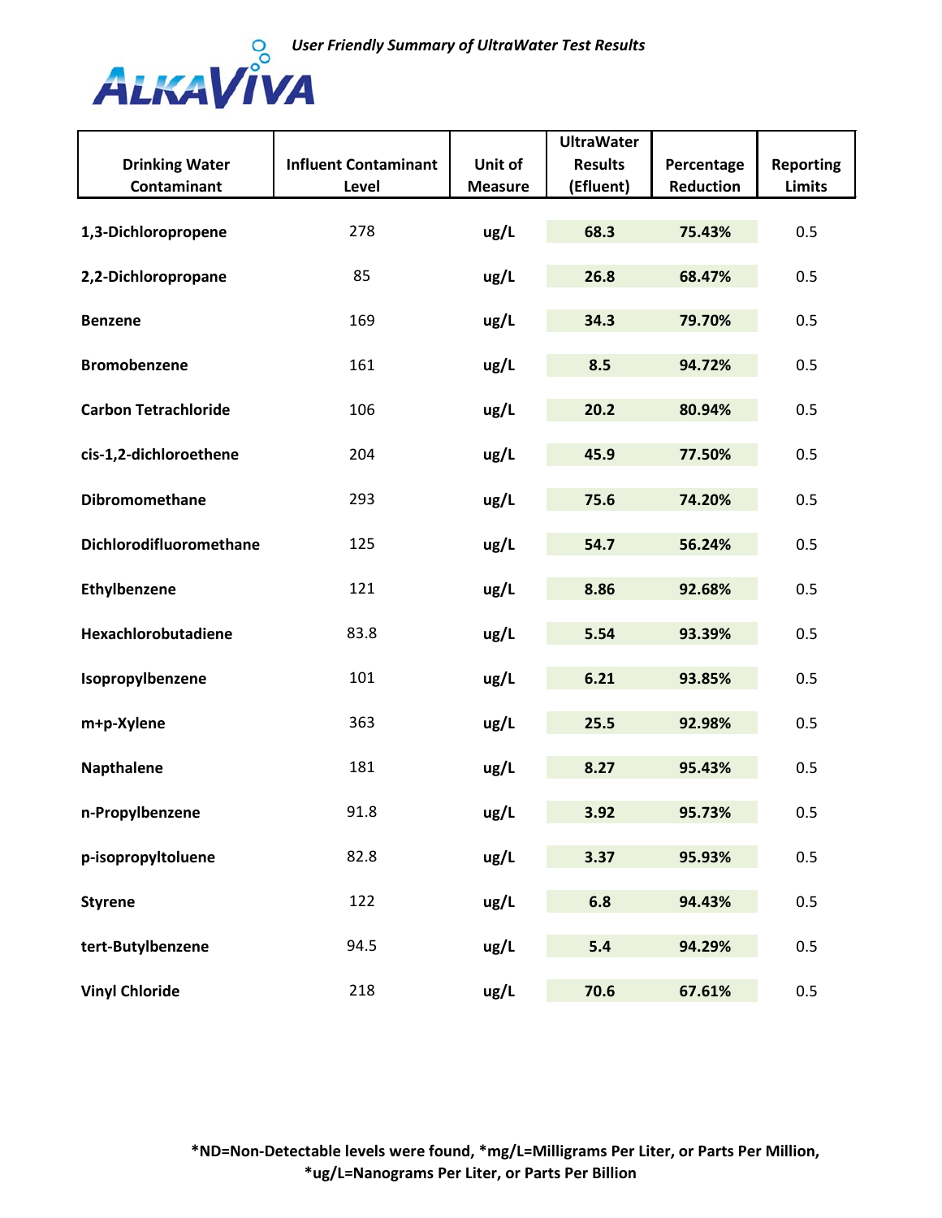*User Friendly Summary of UltraWater Test Results*

ALKAVIVA

| Drinking Water Contaminant | Influent Contaminant Level | Unit of Measure | UltraWater Results (Efluent) | Percentage Reduction | Reporting Limits |
|---|---|---|---|---|---|
| 1,3-Dichloropropene | 278 | ug/L | 68.3 | 75.43% | 0.5 |
| 2,2-Dichloropropane | 85 | ug/L | 26.8 | 68.47% | 0.5 |
| Benzene | 169 | ug/L | 34.3 | 79.70% | 0.5 |
| Bromobenzene | 161 | ug/L | 8.5 | 94.72% | 0.5 |
| Carbon Tetrachloride | 106 | ug/L | 20.2 | 80.94% | 0.5 |
| cis-1,2-dichloroethene | 204 | ug/L | 45.9 | 77.50% | 0.5 |
| Dibromomethane | 293 | ug/L | 75.6 | 74.20% | 0.5 |
| Dichlorodifluoromethane | 125 | ug/L | 54.7 | 56.24% | 0.5 |
| Ethylbenzene | 121 | ug/L | 8.86 | 92.68% | 0.5 |
| Hexachlorobutadiene | 83.8 | ug/L | 5.54 | 93.39% | 0.5 |
| Isopropylbenzene | 101 | ug/L | 6.21 | 93.85% | 0.5 |
| m+p-Xylene | 363 | ug/L | 25.5 | 92.98% | 0.5 |
| Napthalene | 181 | ug/L | 8.27 | 95.43% | 0.5 |
| n-Propylbenzene | 91.8 | ug/L | 3.92 | 95.73% | 0.5 |
| p-isopropyltoluene | 82.8 | ug/L | 3.37 | 95.93% | 0.5 |
| Styrene | 122 | ug/L | 6.8 | 94.43% | 0.5 |
| tert-Butylbenzene | 94.5 | ug/L | 5.4 | 94.29% | 0.5 |
| Vinyl Chloride | 218 | ug/L | 70.6 | 67.61% | 0.5 |

**\*ND=Non-Detectable levels were found, \*mg/L=Milligrams Per Liter, or Parts Per Million, \*ug/L=Nanograms Per Liter, or Parts Per Billion**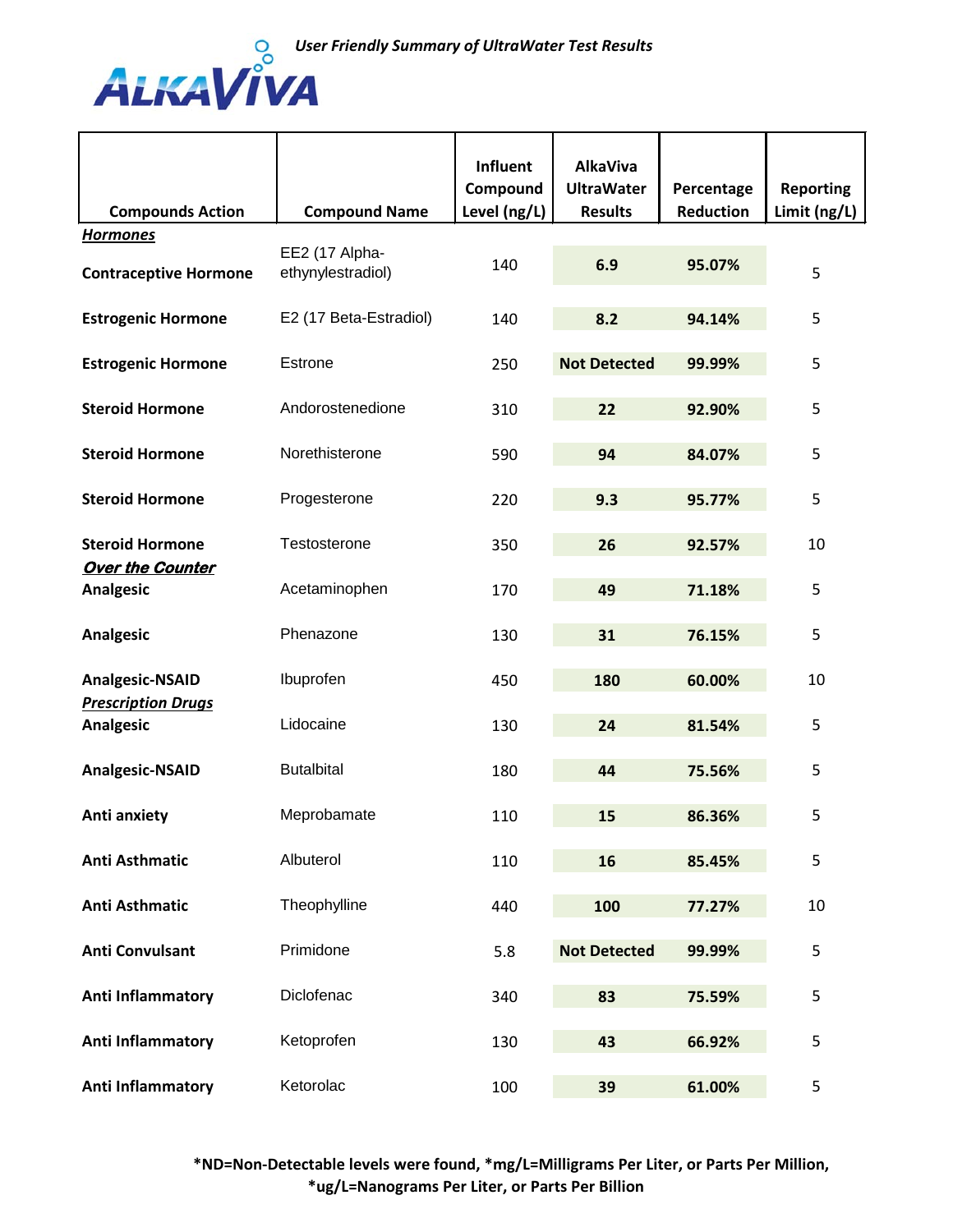**ALKAVIVA** *User Friendly Summary of UltraWater Test Results*

| Compounds Action | Compound Name | Influent Compound Level (ng/L) | AlkaViva UltraWater Results | Percentage Reduction | Reporting Limit (ng/L) |
|---|---|---|---|---|---|
| ***Hormones*** | | | | | |
| **Contraceptive Hormone** | EE2 (17 Alpha-ethynylestradiol) | 140 | **6.9** | **95.07%** | 5 |
| **Estrogenic Hormone** | E2 (17 Beta-Estradiol) | 140 | **8.2** | **94.14%** | 5 |
| **Estrogenic Hormone** | Estrone | 250 | **Not Detected** | **99.99%** | 5 |
| **Steroid Hormone** | Andorostenedione | 310 | **22** | **92.90%** | 5 |
| **Steroid Hormone** | Norethisterone | 590 | **94** | **84.07%** | 5 |
| **Steroid Hormone** | Progesterone | 220 | **9.3** | **95.77%** | 5 |
| **Steroid Hormone** | Testosterone | 350 | **26** | **92.57%** | 10 |
| ***Over the Counter*** | | | | | |
| **Analgesic** | Acetaminophen | 170 | **49** | **71.18%** | 5 |
| **Analgesic** | Phenazone | 130 | **31** | **76.15%** | 5 |
| **Analgesic-NSAID** | Ibuprofen | 450 | **180** | **60.00%** | 10 |
| ***Prescription Drugs*** | | | | | |
| **Analgesic** | Lidocaine | 130 | **24** | **81.54%** | 5 |
| **Analgesic-NSAID** | Butalbital | 180 | **44** | **75.56%** | 5 |
| **Anti anxiety** | Meprobamate | 110 | **15** | **86.36%** | 5 |
| **Anti Asthmatic** | Albuterol | 110 | **16** | **85.45%** | 5 |
| **Anti Asthmatic** | Theophylline | 440 | **100** | **77.27%** | 10 |
| **Anti Convulsant** | Primidone | 5.8 | **Not Detected** | **99.99%** | 5 |
| **Anti Inflammatory** | Diclofenac | 340 | **83** | **75.59%** | 5 |
| **Anti Inflammatory** | Ketoprofen | 130 | **43** | **66.92%** | 5 |
| **Anti Inflammatory** | Ketorolac | 100 | **39** | **61.00%** | 5 |

**\*ND=Non-Detectable levels were found, \*mg/L=Milligrams Per Liter, or Parts Per Million, \*ug/L=Nanograms Per Liter, or Parts Per Billion**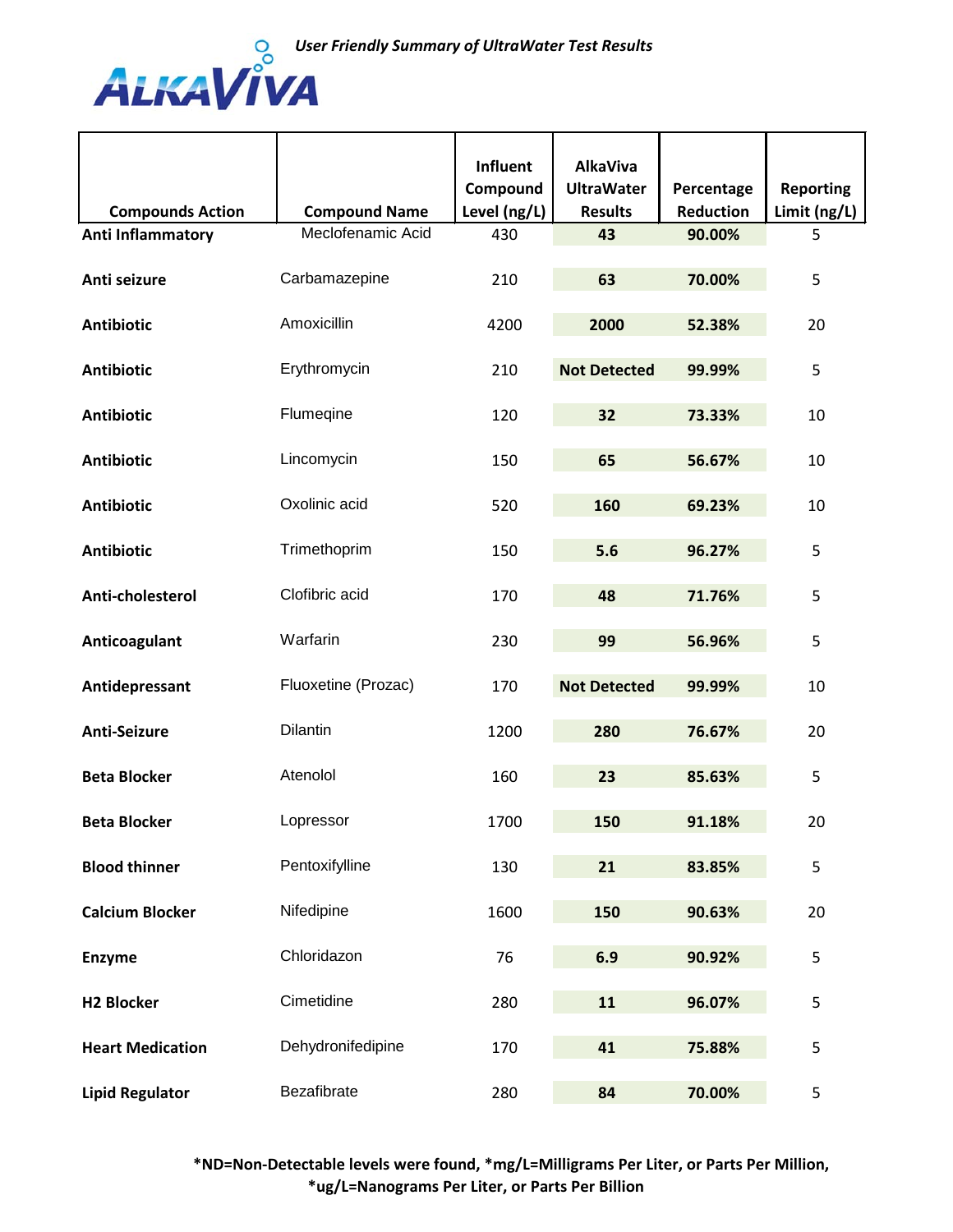*User Friendly Summary of UltraWater Test Results*

ALKAVIVA

| Compounds Action | Compound Name | Influent Compound Level (ng/L) | AlkaViva UltraWater Results | Percentage Reduction | Reporting Limit (ng/L) |
|---|---|---|---|---|---|
| **Anti Inflammatory** | Meclofenamic Acid | 430 | **43** | **90.00%** | 5 |
| **Anti seizure** | Carbamazepine | 210 | **63** | **70.00%** | 5 |
| **Antibiotic** | Amoxicillin | 4200 | **2000** | **52.38%** | 20 |
| **Antibiotic** | Erythromycin | 210 | **Not Detected** | **99.99%** | 5 |
| **Antibiotic** | Flumeqine | 120 | **32** | **73.33%** | 10 |
| **Antibiotic** | Lincomycin | 150 | **65** | **56.67%** | 10 |
| **Antibiotic** | Oxolinic acid | 520 | **160** | **69.23%** | 10 |
| **Antibiotic** | Trimethoprim | 150 | **5.6** | **96.27%** | 5 |
| **Anti-cholesterol** | Clofibric acid | 170 | **48** | **71.76%** | 5 |
| **Anticoagulant** | Warfarin | 230 | **99** | **56.96%** | 5 |
| **Antidepressant** | Fluoxetine (Prozac) | 170 | **Not Detected** | **99.99%** | 10 |
| **Anti-Seizure** | Dilantin | 1200 | **280** | **76.67%** | 20 |
| **Beta Blocker** | Atenolol | 160 | **23** | **85.63%** | 5 |
| **Beta Blocker** | Lopressor | 1700 | **150** | **91.18%** | 20 |
| **Blood thinner** | Pentoxifylline | 130 | **21** | **83.85%** | 5 |
| **Calcium Blocker** | Nifedipine | 1600 | **150** | **90.63%** | 20 |
| **Enzyme** | Chloridazon | 76 | **6.9** | **90.92%** | 5 |
| **H2 Blocker** | Cimetidine | 280 | **11** | **96.07%** | 5 |
| **Heart Medication** | Dehydronifedipine | 170 | **41** | **75.88%** | 5 |
| **Lipid Regulator** | Bezafibrate | 280 | **84** | **70.00%** | 5 |

**\*ND=Non-Detectable levels were found, \*mg/L=Milligrams Per Liter, or Parts Per Million, \*ug/L=Nanograms Per Liter, or Parts Per Billion**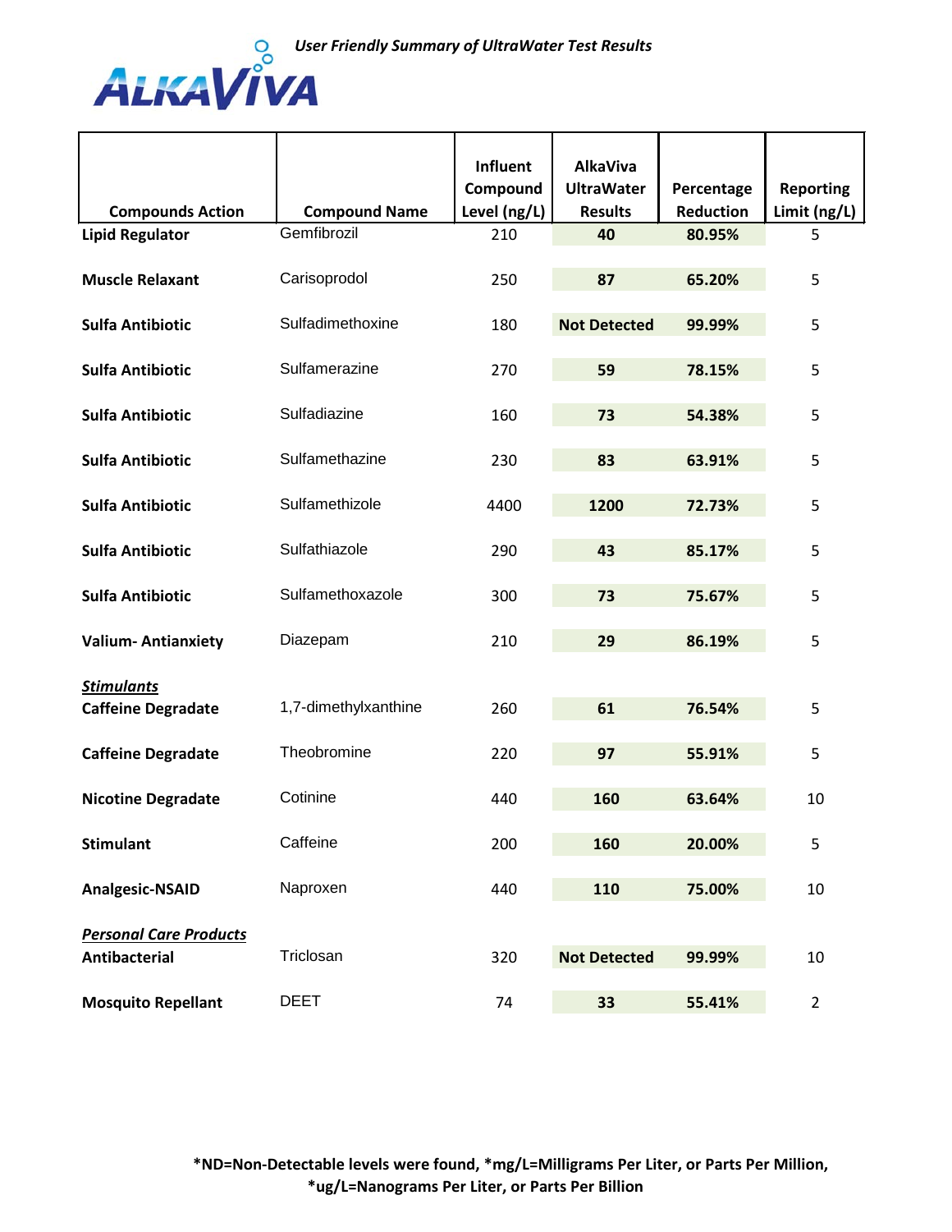ALKAVIVA

*User Friendly Summary of UltraWater Test Results*

| Compounds Action | Compound Name | Influent Compound Level (ng/L) | AlkaViva UltraWater Results | Percentage Reduction | Reporting Limit (ng/L) |
|---|---|---|---|---|---|
| **Lipid Regulator** | Gemfibrozil | 210 | **40** | **80.95%** | 5 |
| **Muscle Relaxant** | Carisoprodol | 250 | **87** | **65.20%** | 5 |
| **Sulfa Antibiotic** | Sulfadimethoxine | 180 | **Not Detected** | **99.99%** | 5 |
| **Sulfa Antibiotic** | Sulfamerazine | 270 | **59** | **78.15%** | 5 |
| **Sulfa Antibiotic** | Sulfadiazine | 160 | **73** | **54.38%** | 5 |
| **Sulfa Antibiotic** | Sulfamethazine | 230 | **83** | **63.91%** | 5 |
| **Sulfa Antibiotic** | Sulfamethizole | 4400 | **1200** | **72.73%** | 5 |
| **Sulfa Antibiotic** | Sulfathiazole | 290 | **43** | **85.17%** | 5 |
| **Sulfa Antibiotic** | Sulfamethoxazole | 300 | **73** | **75.67%** | 5 |
| **Valium- Antianxiety** | Diazepam | 210 | **29** | **86.19%** | 5 |
| ***Stimulants*** | | | | | |
| **Caffeine Degradate** | 1,7-dimethylxanthine | 260 | **61** | **76.54%** | 5 |
| **Caffeine Degradate** | Theobromine | 220 | **97** | **55.91%** | 5 |
| **Nicotine Degradate** | Cotinine | 440 | **160** | **63.64%** | 10 |
| **Stimulant** | Caffeine | 200 | **160** | **20.00%** | 5 |
| **Analgesic-NSAID** | Naproxen | 440 | **110** | **75.00%** | 10 |
| ***Personal Care Products*** | | | | | |
| **Antibacterial** | Triclosan | 320 | **Not Detected** | **99.99%** | 10 |
| **Mosquito Repellant** | DEET | 74 | **33** | **55.41%** | 2 |

**\*ND=Non-Detectable levels were found, \*mg/L=Milligrams Per Liter, or Parts Per Million, \*ug/L=Nanograms Per Liter, or Parts Per Billion**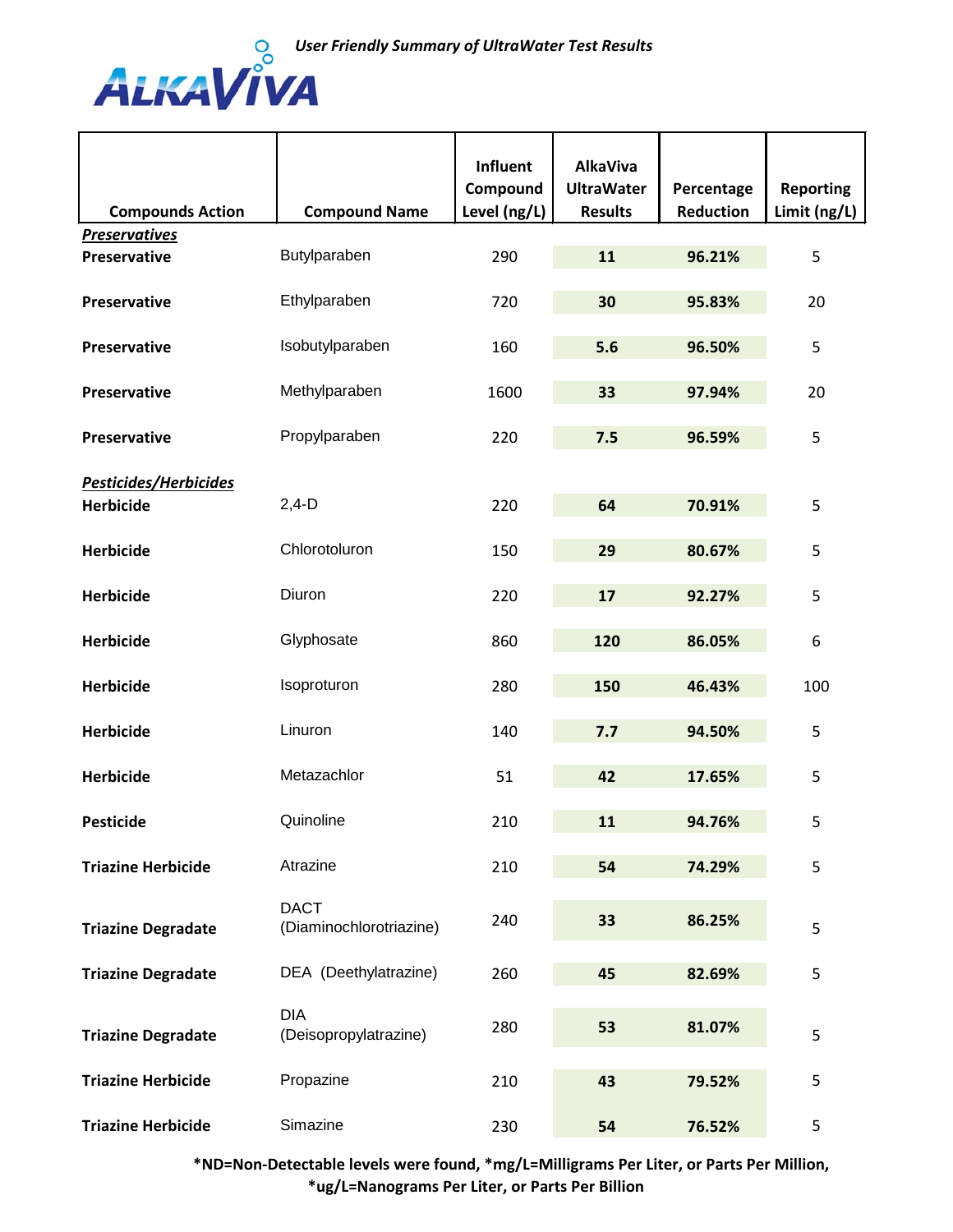AlkaViva

*User Friendly Summary of UltraWater Test Results*

| Compounds Action | Compound Name | Influent Compound Level (ng/L) | AlkaViva UltraWater Results | Percentage Reduction | Reporting Limit (ng/L) |
|---|---|---|---|---|---|
| ***Preservatives*** | | | | | |
| **Preservative** | Butylparaben | 290 | **11** | **96.21%** | 5 |
| **Preservative** | Ethylparaben | 720 | **30** | **95.83%** | 20 |
| **Preservative** | Isobutylparaben | 160 | **5.6** | **96.50%** | 5 |
| **Preservative** | Methylparaben | 1600 | **33** | **97.94%** | 20 |
| **Preservative** | Propylparaben | 220 | **7.5** | **96.59%** | 5 |
| ***Pesticides/Herbicides*** | | | | | |
| **Herbicide** | 2,4-D | 220 | **64** | **70.91%** | 5 |
| **Herbicide** | Chlorotoluron | 150 | **29** | **80.67%** | 5 |
| **Herbicide** | Diuron | 220 | **17** | **92.27%** | 5 |
| **Herbicide** | Glyphosate | 860 | **120** | **86.05%** | 6 |
| **Herbicide** | Isoproturon | 280 | **150** | **46.43%** | 100 |
| **Herbicide** | Linuron | 140 | **7.7** | **94.50%** | 5 |
| **Herbicide** | Metazachlor | 51 | **42** | **17.65%** | 5 |
| **Pesticide** | Quinoline | 210 | **11** | **94.76%** | 5 |
| **Triazine Herbicide** | Atrazine | 210 | **54** | **74.29%** | 5 |
| **Triazine Degradate** | DACT (Diaminochlorotriazine) | 240 | **33** | **86.25%** | 5 |
| **Triazine Degradate** | DEA (Deethylatrazine) | 260 | **45** | **82.69%** | 5 |
| **Triazine Degradate** | DIA (Deisopropylatrazine) | 280 | **53** | **81.07%** | 5 |
| **Triazine Herbicide** | Propazine | 210 | **43** | **79.52%** | 5 |
| **Triazine Herbicide** | Simazine | 230 | **54** | **76.52%** | 5 |

**\*ND=Non-Detectable levels were found, \*mg/L=Milligrams Per Liter, or Parts Per Million, \*ug/L=Nanograms Per Liter, or Parts Per Billion**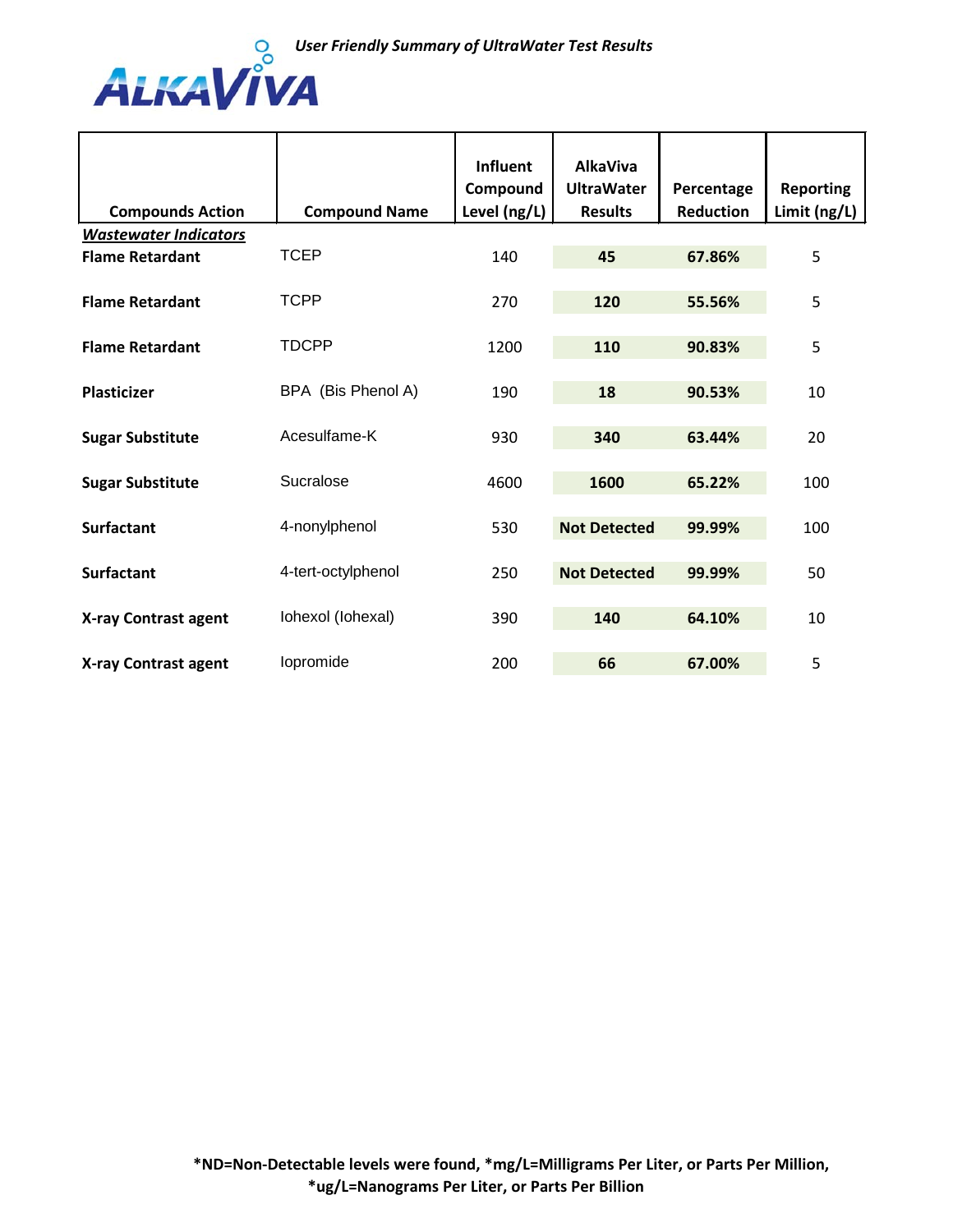*User Friendly Summary of UltraWater Test Results*

| Compounds Action | Compound Name | Influent Compound Level (ng/L) | AlkaViva UltraWater Results | Percentage Reduction | Reporting Limit (ng/L) |
|---|---|---|---|---|---|
| ***Wastewater Indicators*** | | | | | |
| **Flame Retardant** | TCEP | 140 | **45** | **67.86%** | 5 |
| **Flame Retardant** | TCPP | 270 | **120** | **55.56%** | 5 |
| **Flame Retardant** | TDCPP | 1200 | **110** | **90.83%** | 5 |
| **Plasticizer** | BPA (Bis Phenol A) | 190 | **18** | **90.53%** | 10 |
| **Sugar Substitute** | Acesulfame-K | 930 | **340** | **63.44%** | 20 |
| **Sugar Substitute** | Sucralose | 4600 | **1600** | **65.22%** | 100 |
| **Surfactant** | 4-nonylphenol | 530 | **Not Detected** | **99.99%** | 100 |
| **Surfactant** | 4-tert-octylphenol | 250 | **Not Detected** | **99.99%** | 50 |
| **X-ray Contrast agent** | Iohexol (Iohexal) | 390 | **140** | **64.10%** | 10 |
| **X-ray Contrast agent** | Iopromide | 200 | **66** | **67.00%** | 5 |

**\*ND=Non-Detectable levels were found, \*mg/L=Milligrams Per Liter, or Parts Per Million, \*ug/L=Nanograms Per Liter, or Parts Per Billion**